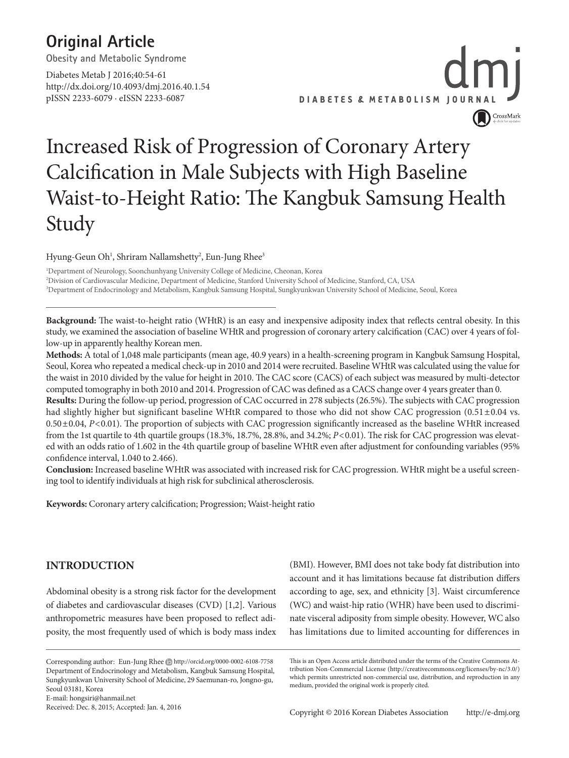Original Article

Obesity and Metabolic Syndrome

Diabetes Metab J 2016;40:54-61
http://dx.doi.org/10.4093/dmj.2016.40.1.54
pISSN 2233-6079 · eISSN 2233-6087

# Increased Risk of Progression of Coronary Artery Calcification in Male Subjects with High Baseline Waist-to-Height Ratio: The Kangbuk Samsung Health Study

Hyung-Geun Oh[1], Shriram Nallamshetty[2], Eun-Jung Rhee[3]

[1]Department of Neurology, Soonchunhyang University College of Medicine, Cheonan, Korea
[2]Division of Cardiovascular Medicine, Department of Medicine, Stanford University School of Medicine, Stanford, CA, USA
[3]Department of Endocrinology and Metabolism, Kangbuk Samsung Hospital, Sungkyunkwan University School of Medicine, Seoul, Korea

**Background:** The waist-to-height ratio (WHtR) is an easy and inexpensive adiposity index that reflects central obesity. In this study, we examined the association of baseline WHtR and progression of coronary artery calcification (CAC) over 4 years of follow-up in apparently healthy Korean men.

**Methods:** A total of 1,048 male participants (mean age, 40.9 years) in a health-screening program in Kangbuk Samsung Hospital, Seoul, Korea who repeated a medical check-up in 2010 and 2014 were recruited. Baseline WHtR was calculated using the value for the waist in 2010 divided by the value for height in 2010. The CAC score (CACS) of each subject was measured by multi-detector computed tomography in both 2010 and 2014. Progression of CAC was defined as a CACS change over 4 years greater than 0.

**Results:** During the follow-up period, progression of CAC occurred in 278 subjects (26.5%). The subjects with CAC progression had slightly higher but significant baseline WHtR compared to those who did not show CAC progression ($0.51 \pm 0.04$ vs. $0.50 \pm 0.04$, $P<0.01$). The proportion of subjects with CAC progression significantly increased as the baseline WHtR increased from the 1st quartile to 4th quartile groups (18.3%, 18.7%, 28.8%, and 34.2%; $P<0.01$). The risk for CAC progression was elevated with an odds ratio of 1.602 in the 4th quartile group of baseline WHtR even after adjustment for confounding variables (95% confidence interval, 1.040 to 2.466).

**Conclusion:** Increased baseline WHtR was associated with increased risk for CAC progression. WHtR might be a useful screening tool to identify individuals at high risk for subclinical atherosclerosis.

**Keywords:** Coronary artery calcification; Progression; Waist-height ratio

## INTRODUCTION

Abdominal obesity is a strong risk factor for the development of diabetes and cardiovascular diseases (CVD) [1,2]. Various anthropometric measures have been proposed to reflect adiposity, the most frequently used of which is body mass index (BMI). However, BMI does not take body fat distribution into account and it has limitations because fat distribution differs according to age, sex, and ethnicity [3]. Waist circumference (WC) and waist-hip ratio (WHR) have been used to discriminate visceral adiposity from simple obesity. However, WC also has limitations due to limited accounting for differences in

Corresponding author: Eun-Jung Rhee http://orcid.org/0000-0002-6108-7758
Department of Endocrinology and Metabolism, Kangbuk Samsung Hospital, Sungkyunkwan University School of Medicine, 29 Saemunan-ro, Jongno-gu, Seoul 03181, Korea
E-mail: hongsiri@hanmail.net
Received: Dec. 8, 2015; Accepted: Jan. 4, 2016

This is an Open Access article distributed under the terms of the Creative Commons Attribution Non-Commercial License (http://creativecommons.org/licenses/by-nc/3.0/) which permits unrestricted non-commercial use, distribution, and reproduction in any medium, provided the original work is properly cited.

Copyright © 2016 Korean Diabetes Association http://e-dmj.org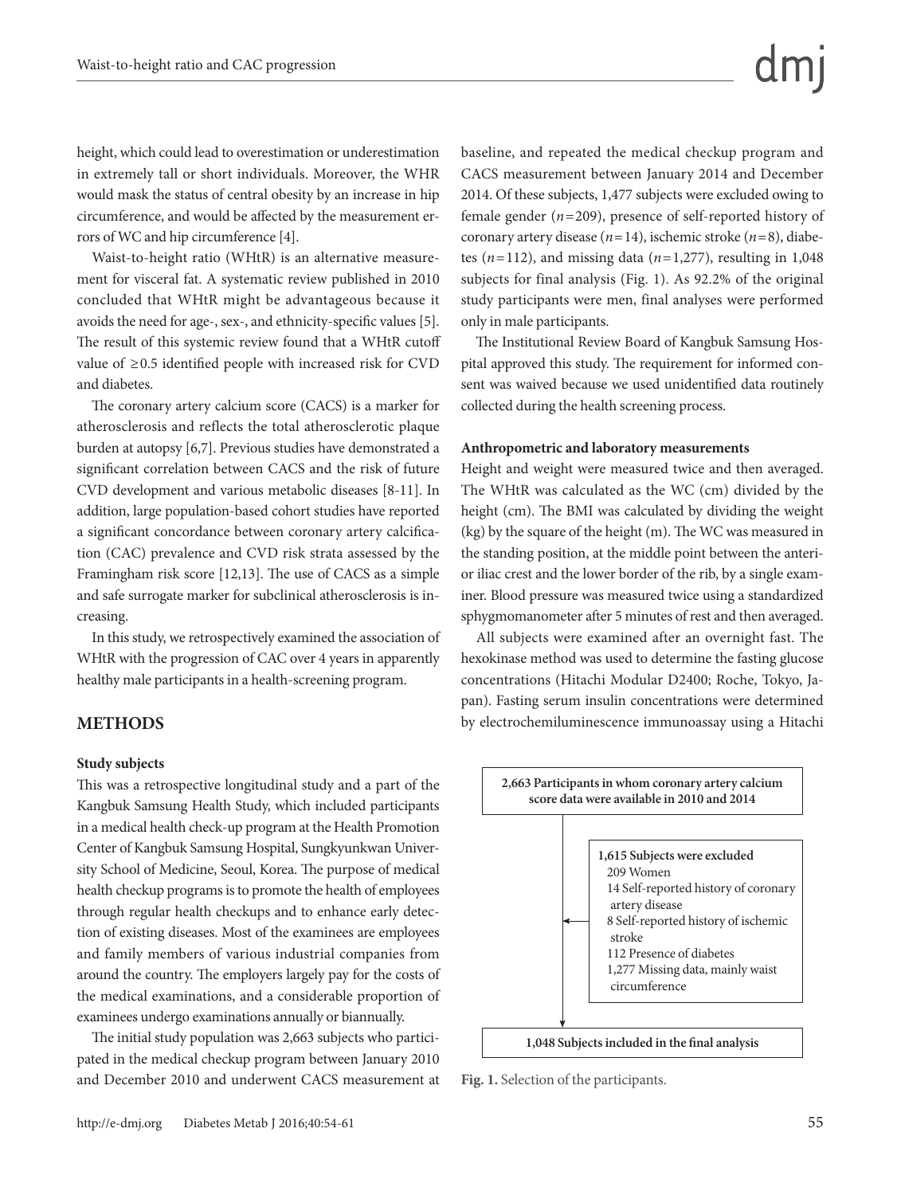height, which could lead to overestimation or underestimation in extremely tall or short individuals. Moreover, the WHR would mask the status of central obesity by an increase in hip circumference, and would be affected by the measurement errors of WC and hip circumference [4].

Waist-to-height ratio (WHtR) is an alternative measurement for visceral fat. A systematic review published in 2010 concluded that WHtR might be advantageous because it avoids the need for age-, sex-, and ethnicity-specific values [5]. The result of this systemic review found that a WHtR cutoff value of ≥0.5 identified people with increased risk for CVD and diabetes.

The coronary artery calcium score (CACS) is a marker for atherosclerosis and reflects the total atherosclerotic plaque burden at autopsy [6,7]. Previous studies have demonstrated a significant correlation between CACS and the risk of future CVD development and various metabolic diseases [8-11]. In addition, large population-based cohort studies have reported a significant concordance between coronary artery calcification (CAC) prevalence and CVD risk strata assessed by the Framingham risk score [12,13]. The use of CACS as a simple and safe surrogate marker for subclinical atherosclerosis is increasing.

In this study, we retrospectively examined the association of WHtR with the progression of CAC over 4 years in apparently healthy male participants in a health-screening program.

## METHODS

### Study subjects

This was a retrospective longitudinal study and a part of the Kangbuk Samsung Health Study, which included participants in a medical health check-up program at the Health Promotion Center of Kangbuk Samsung Hospital, Sungkyunkwan University School of Medicine, Seoul, Korea. The purpose of medical health checkup programs is to promote the health of employees through regular health checkups and to enhance early detection of existing diseases. Most of the examinees are employees and family members of various industrial companies from around the country. The employers largely pay for the costs of the medical examinations, and a considerable proportion of examinees undergo examinations annually or biannually.

The initial study population was 2,663 subjects who participated in the medical checkup program between January 2010 and December 2010 and underwent CACS measurement at baseline, and repeated the medical checkup program and CACS measurement between January 2014 and December 2014. Of these subjects, 1,477 subjects were excluded owing to female gender ($n$=209), presence of self-reported history of coronary artery disease ($n$=14), ischemic stroke ($n$=8), diabetes ($n$=112), and missing data ($n$=1,277), resulting in 1,048 subjects for final analysis (Fig. 1). As 92.2% of the original study participants were men, final analyses were performed only in male participants.

The Institutional Review Board of Kangbuk Samsung Hospital approved this study. The requirement for informed consent was waived because we used unidentified data routinely collected during the health screening process.

### Anthropometric and laboratory measurements

Height and weight were measured twice and then averaged. The WHtR was calculated as the WC (cm) divided by the height (cm). The BMI was calculated by dividing the weight (kg) by the square of the height (m). The WC was measured in the standing position, at the middle point between the anterior iliac crest and the lower border of the rib, by a single examiner. Blood pressure was measured twice using a standardized sphygmomanometer after 5 minutes of rest and then averaged.

All subjects were examined after an overnight fast. The hexokinase method was used to determine the fasting glucose concentrations (Hitachi Modular D2400; Roche, Tokyo, Japan). Fasting serum insulin concentrations were determined by electrochemiluminescence immunoassay using a Hitachi

**2,663 Participants in whom coronary artery calcium score data were available in 2010 and 2014**

**1,615 Subjects were excluded**
- 209 Women
- 14 Self-reported history of coronary artery disease
- 8 Self-reported history of ischemic stroke
- 112 Presence of diabetes
- 1,277 Missing data, mainly waist circumference

**1,048 Subjects included in the final analysis**

**Fig. 1.** Selection of the participants.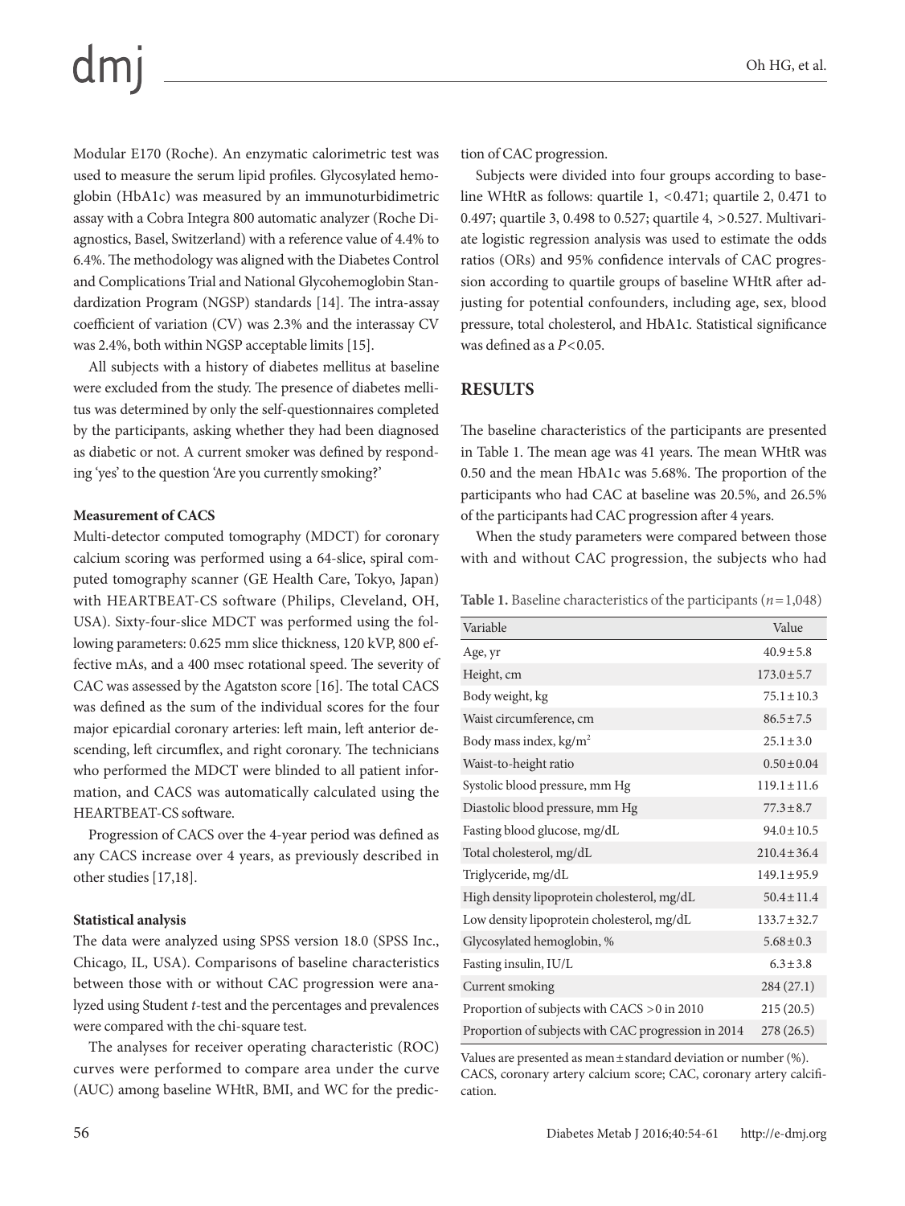Modular E170 (Roche). An enzymatic calorimetric test was used to measure the serum lipid profiles. Glycosylated hemoglobin (HbA1c) was measured by an immunoturbidimetric assay with a Cobra Integra 800 automatic analyzer (Roche Diagnostics, Basel, Switzerland) with a reference value of 4.4% to 6.4%. The methodology was aligned with the Diabetes Control and Complications Trial and National Glycohemoglobin Standardization Program (NGSP) standards [14]. The intra-assay coefficient of variation (CV) was 2.3% and the interassay CV was 2.4%, both within NGSP acceptable limits [15].

All subjects with a history of diabetes mellitus at baseline were excluded from the study. The presence of diabetes mellitus was determined by only the self-questionnaires completed by the participants, asking whether they had been diagnosed as diabetic or not. A current smoker was defined by responding 'yes' to the question 'Are you currently smoking?'

**Measurement of CACS**

Multi-detector computed tomography (MDCT) for coronary calcium scoring was performed using a 64-slice, spiral computed tomography scanner (GE Health Care, Tokyo, Japan) with HEARTBEAT-CS software (Philips, Cleveland, OH, USA). Sixty-four-slice MDCT was performed using the following parameters: 0.625 mm slice thickness, 120 kVP, 800 effective mAs, and a 400 msec rotational speed. The severity of CAC was assessed by the Agatston score [16]. The total CACS was defined as the sum of the individual scores for the four major epicardial coronary arteries: left main, left anterior descending, left circumflex, and right coronary. The technicians who performed the MDCT were blinded to all patient information, and CACS was automatically calculated using the HEARTBEAT-CS software.

Progression of CACS over the 4-year period was defined as any CACS increase over 4 years, as previously described in other studies [17,18].

**Statistical analysis**

The data were analyzed using SPSS version 18.0 (SPSS Inc., Chicago, IL, USA). Comparisons of baseline characteristics between those with or without CAC progression were analyzed using Student *t*-test and the percentages and prevalences were compared with the chi-square test.

The analyses for receiver operating characteristic (ROC) curves were performed to compare area under the curve (AUC) among baseline WHtR, BMI, and WC for the prediction of CAC progression.

Subjects were divided into four groups according to baseline WHtR as follows: quartile 1, <0.471; quartile 2, 0.471 to 0.497; quartile 3, 0.498 to 0.527; quartile 4, >0.527. Multivariate logistic regression analysis was used to estimate the odds ratios (ORs) and 95% confidence intervals of CAC progression according to quartile groups of baseline WHtR after adjusting for potential confounders, including age, sex, blood pressure, total cholesterol, and HbA1c. Statistical significance was defined as a $P<0.05$.

## RESULTS

The baseline characteristics of the participants are presented in Table 1. The mean age was 41 years. The mean WHtR was 0.50 and the mean HbA1c was 5.68%. The proportion of the participants who had CAC at baseline was 20.5%, and 26.5% of the participants had CAC progression after 4 years.

When the study parameters were compared between those with and without CAC progression, the subjects who had

**Table 1.** Baseline characteristics of the participants ($n=1,048$)

| Variable | Value |
|---|---|
| Age, yr | 40.9±5.8 |
| Height, cm | 173.0±5.7 |
| Body weight, kg | 75.1±10.3 |
| Waist circumference, cm | 86.5±7.5 |
| Body mass index, kg/m$^2$ | 25.1±3.0 |
| Waist-to-height ratio | 0.50±0.04 |
| Systolic blood pressure, mm Hg | 119.1±11.6 |
| Diastolic blood pressure, mm Hg | 77.3±8.7 |
| Fasting blood glucose, mg/dL | 94.0±10.5 |
| Total cholesterol, mg/dL | 210.4±36.4 |
| Triglyceride, mg/dL | 149.1±95.9 |
| High density lipoprotein cholesterol, mg/dL | 50.4±11.4 |
| Low density lipoprotein cholesterol, mg/dL | 133.7±32.7 |
| Glycosylated hemoglobin, % | 5.68±0.3 |
| Fasting insulin, IU/L | 6.3±3.8 |
| Current smoking | 284 (27.1) |
| Proportion of subjects with CACS >0 in 2010 | 215 (20.5) |
| Proportion of subjects with CAC progression in 2014 | 278 (26.5) |

Values are presented as mean±standard deviation or number (%).
CACS, coronary artery calcium score; CAC, coronary artery calcification.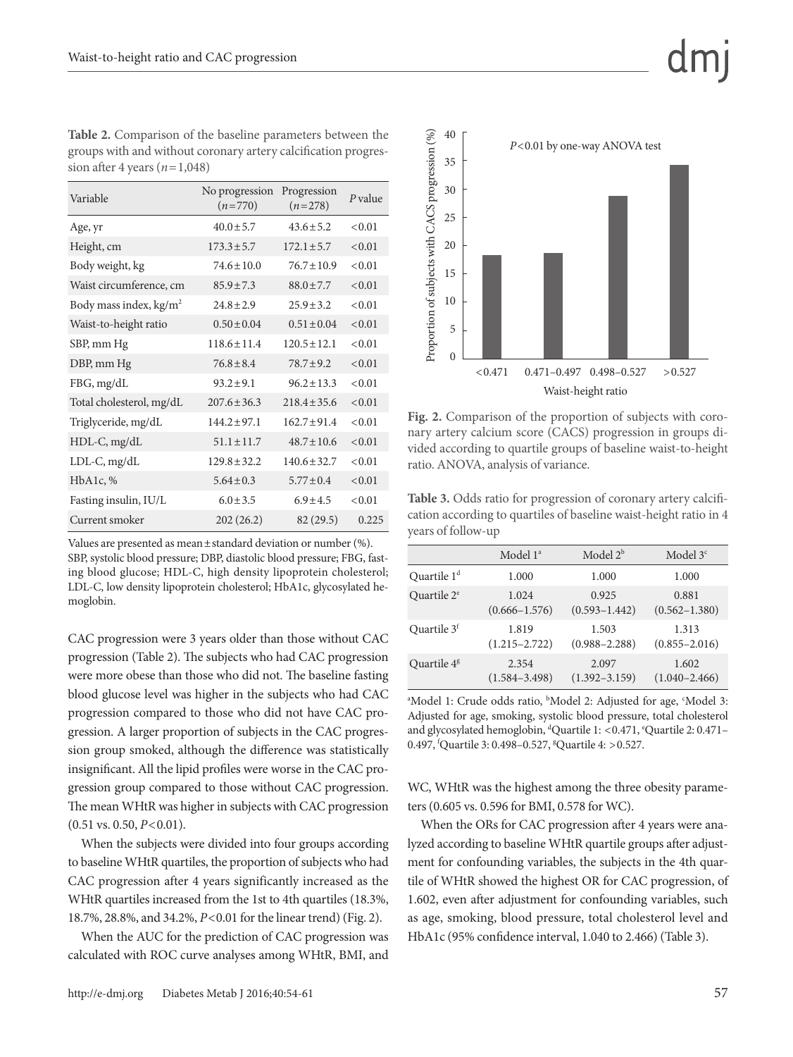**Table 2.** Comparison of the baseline parameters between the groups with and without coronary artery calcification progression after 4 years ($n$=1,048)

| Variable | No progression ($n$=770) | Progression ($n$=278) | $P$ value |
|---|---|---|---|
| Age, yr | 40.0±5.7 | 43.6±5.2 | <0.01 |
| Height, cm | 173.3±5.7 | 172.1±5.7 | <0.01 |
| Body weight, kg | 74.6±10.0 | 76.7±10.9 | <0.01 |
| Waist circumference, cm | 85.9±7.3 | 88.0±7.7 | <0.01 |
| Body mass index, kg/m$^2$ | 24.8±2.9 | 25.9±3.2 | <0.01 |
| Waist-to-height ratio | 0.50±0.04 | 0.51±0.04 | <0.01 |
| SBP, mm Hg | 118.6±11.4 | 120.5±12.1 | <0.01 |
| DBP, mm Hg | 76.8±8.4 | 78.7±9.2 | <0.01 |
| FBG, mg/dL | 93.2±9.1 | 96.2±13.3 | <0.01 |
| Total cholesterol, mg/dL | 207.6±36.3 | 218.4±35.6 | <0.01 |
| Triglyceride, mg/dL | 144.2±97.1 | 162.7±91.4 | <0.01 |
| HDL-C, mg/dL | 51.1±11.7 | 48.7±10.6 | <0.01 |
| LDL-C, mg/dL | 129.8±32.2 | 140.6±32.7 | <0.01 |
| HbA1c, % | 5.64±0.3 | 5.77±0.4 | <0.01 |
| Fasting insulin, IU/L | 6.0±3.5 | 6.9±4.5 | <0.01 |
| Current smoker | 202 (26.2) | 82 (29.5) | 0.225 |

Values are presented as mean±standard deviation or number (%). SBP, systolic blood pressure; DBP, diastolic blood pressure; FBG, fasting blood glucose; HDL-C, high density lipoprotein cholesterol; LDL-C, low density lipoprotein cholesterol; HbA1c, glycosylated hemoglobin.

CAC progression were 3 years older than those without CAC progression (Table 2). The subjects who had CAC progression were more obese than those who did not. The baseline fasting blood glucose level was higher in the subjects who had CAC progression compared to those who did not have CAC progression. A larger proportion of subjects in the CAC progression group smoked, although the difference was statistically insignificant. All the lipid profiles were worse in the CAC progression group compared to those without CAC progression. The mean WHtR was higher in subjects with CAC progression (0.51 vs. 0.50, $P$<0.01).

When the subjects were divided into four groups according to baseline WHtR quartiles, the proportion of subjects who had CAC progression after 4 years significantly increased as the WHtR quartiles increased from the 1st to 4th quartiles (18.3%, 18.7%, 28.8%, and 34.2%, $P$<0.01 for the linear trend) (Fig. 2).

When the AUC for the prediction of CAC progression was calculated with ROC curve analyses among WHtR, BMI, and WC, WHtR was the highest among the three obesity parameters (0.605 vs. 0.596 for BMI, 0.578 for WC).

When the ORs for CAC progression after 4 years were analyzed according to baseline WHtR quartile groups after adjustment for confounding variables, the subjects in the 4th quartile of WHtR showed the highest OR for CAC progression, of 1.602, even after adjustment for confounding variables, such as age, smoking, blood pressure, total cholesterol level and HbA1c (95% confidence interval, 1.040 to 2.466) (Table 3).

**Fig. 2.** Comparison of the proportion of subjects with coronary artery calcium score (CACS) progression in groups divided according to quartile groups of baseline waist-to-height ratio. ANOVA, analysis of variance.

**Table 3.** Odds ratio for progression of coronary artery calcification according to quartiles of baseline waist-height ratio in 4 years of follow-up

| | Model 1[a] | Model 2[b] | Model 3[c] |
|---|---|---|---|
| Quartile 1[d] | 1.000 | 1.000 | 1.000 |
| Quartile 2[e] | 1.024 (0.666–1.576) | 0.925 (0.593–1.442) | 0.881 (0.562–1.380) |
| Quartile 3[f] | 1.819 (1.215–2.722) | 1.503 (0.988–2.288) | 1.313 (0.855–2.016) |
| Quartile 4[g] | 2.354 (1.584–3.498) | 2.097 (1.392–3.159) | 1.602 (1.040–2.466) |

[a]Model 1: Crude odds ratio, [b]Model 2: Adjusted for age, [c]Model 3: Adjusted for age, smoking, systolic blood pressure, total cholesterol and glycosylated hemoglobin, [d]Quartile 1: <0.471, [e]Quartile 2: 0.471–0.497, [f]Quartile 3: 0.498–0.527, [g]Quartile 4: >0.527.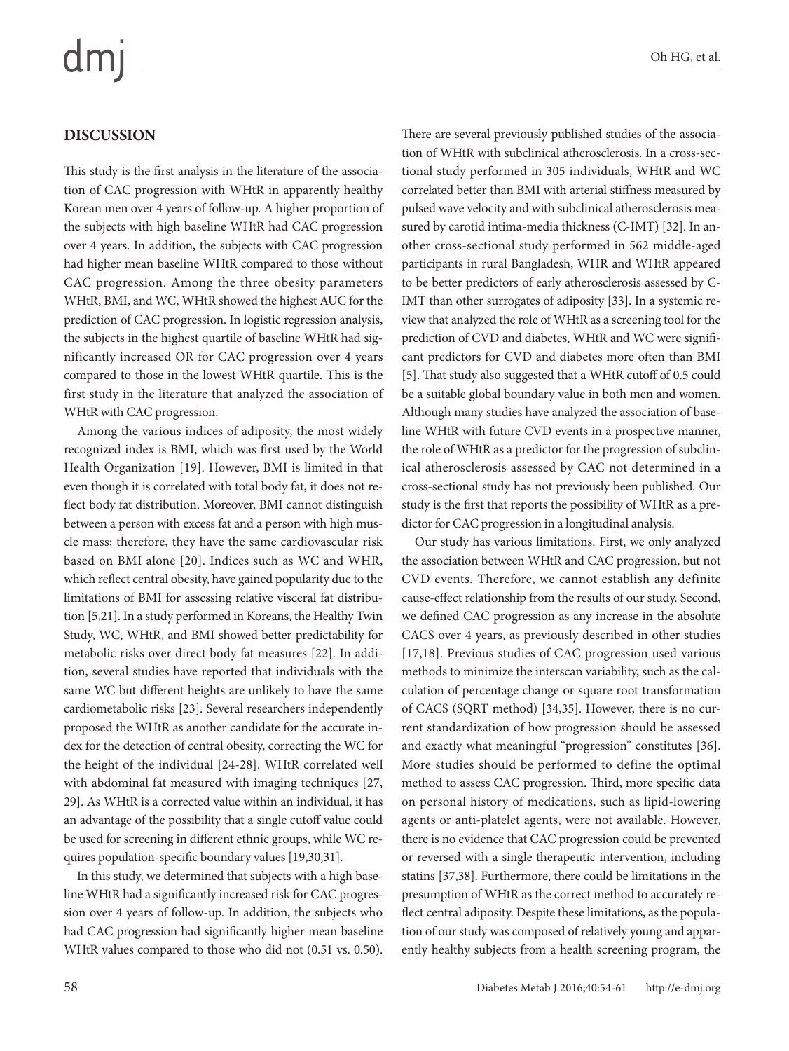## DISCUSSION

This study is the first analysis in the literature of the association of CAC progression with WHtR in apparently healthy Korean men over 4 years of follow-up. A higher proportion of the subjects with high baseline WHtR had CAC progression over 4 years. In addition, the subjects with CAC progression had higher mean baseline WHtR compared to those without CAC progression. Among the three obesity parameters WHtR, BMI, and WC, WHtR showed the highest AUC for the prediction of CAC progression. In logistic regression analysis, the subjects in the highest quartile of baseline WHtR had significantly increased OR for CAC progression over 4 years compared to those in the lowest WHtR quartile. This is the first study in the literature that analyzed the association of WHtR with CAC progression.

Among the various indices of adiposity, the most widely recognized index is BMI, which was first used by the World Health Organization [19]. However, BMI is limited in that even though it is correlated with total body fat, it does not reflect body fat distribution. Moreover, BMI cannot distinguish between a person with excess fat and a person with high muscle mass; therefore, they have the same cardiovascular risk based on BMI alone [20]. Indices such as WC and WHR, which reflect central obesity, have gained popularity due to the limitations of BMI for assessing relative visceral fat distribution [5,21]. In a study performed in Koreans, the Healthy Twin Study, WC, WHtR, and BMI showed better predictability for metabolic risks over direct body fat measures [22]. In addition, several studies have reported that individuals with the same WC but different heights are unlikely to have the same cardiometabolic risks [23]. Several researchers independently proposed the WHtR as another candidate for the accurate index for the detection of central obesity, correcting the WC for the height of the individual [24-28]. WHtR correlated well with abdominal fat measured with imaging techniques [27,29]. As WHtR is a corrected value within an individual, it has an advantage of the possibility that a single cutoff value could be used for screening in different ethnic groups, while WC requires population-specific boundary values [19,30,31].

In this study, we determined that subjects with a high baseline WHtR had a significantly increased risk for CAC progression over 4 years of follow-up. In addition, the subjects who had CAC progression had significantly higher mean baseline WHtR values compared to those who did not (0.51 vs. 0.50).

There are several previously published studies of the association of WHtR with subclinical atherosclerosis. In a cross-sectional study performed in 305 individuals, WHtR and WC correlated better than BMI with arterial stiffness measured by pulsed wave velocity and with subclinical atherosclerosis measured by carotid intima-media thickness (C-IMT) [32]. In another cross-sectional study performed in 562 middle-aged participants in rural Bangladesh, WHR and WHtR appeared to be better predictors of early atherosclerosis assessed by C-IMT than other surrogates of adiposity [33]. In a systemic review that analyzed the role of WHtR as a screening tool for the prediction of CVD and diabetes, WHtR and WC were significant predictors for CVD and diabetes more often than BMI [5]. That study also suggested that a WHtR cutoff of 0.5 could be a suitable global boundary value in both men and women. Although many studies have analyzed the association of baseline WHtR with future CVD events in a prospective manner, the role of WHtR as a predictor for the progression of subclinical atherosclerosis assessed by CAC not determined in a cross-sectional study has not previously been published. Our study is the first that reports the possibility of WHtR as a predictor for CAC progression in a longitudinal analysis.

Our study has various limitations. First, we only analyzed the association between WHtR and CAC progression, but not CVD events. Therefore, we cannot establish any definite cause-effect relationship from the results of our study. Second, we defined CAC progression as any increase in the absolute CACS over 4 years, as previously described in other studies [17,18]. Previous studies of CAC progression used various methods to minimize the interscan variability, such as the calculation of percentage change or square root transformation of CACS (SQRT method) [34,35]. However, there is no current standardization of how progression should be assessed and exactly what meaningful "progression" constitutes [36]. More studies should be performed to define the optimal method to assess CAC progression. Third, more specific data on personal history of medications, such as lipid-lowering agents or anti-platelet agents, were not available. However, there is no evidence that CAC progression could be prevented or reversed with a single therapeutic intervention, including statins [37,38]. Furthermore, there could be limitations in the presumption of WHtR as the correct method to accurately reflect central adiposity. Despite these limitations, as the population of our study was composed of relatively young and apparently healthy subjects from a health screening program, the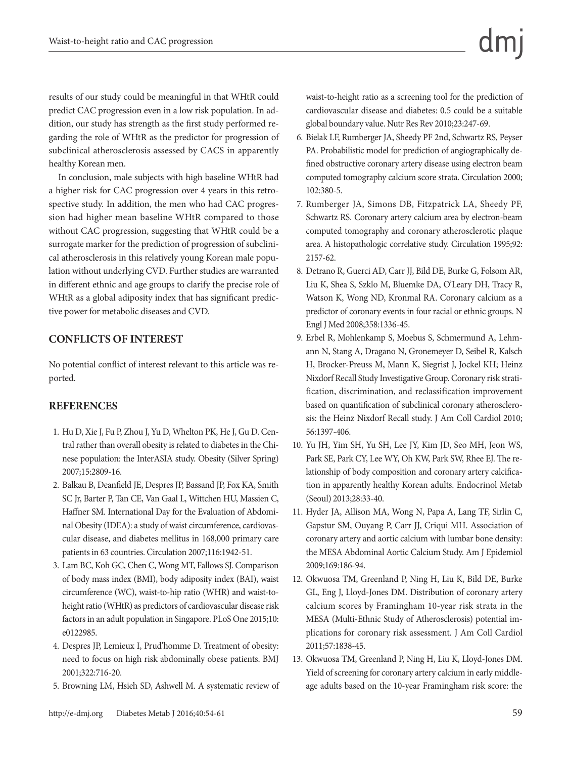results of our study could be meaningful in that WHtR could predict CAC progression even in a low risk population. In addition, our study has strength as the first study performed regarding the role of WHtR as the predictor for progression of subclinical atherosclerosis assessed by CACS in apparently healthy Korean men.

In conclusion, male subjects with high baseline WHtR had a higher risk for CAC progression over 4 years in this retrospective study. In addition, the men who had CAC progression had higher mean baseline WHtR compared to those without CAC progression, suggesting that WHtR could be a surrogate marker for the prediction of progression of subclinical atherosclerosis in this relatively young Korean male population without underlying CVD. Further studies are warranted in different ethnic and age groups to clarify the precise role of WHtR as a global adiposity index that has significant predictive power for metabolic diseases and CVD.

## CONFLICTS OF INTEREST

No potential conflict of interest relevant to this article was reported.

## REFERENCES

1. Hu D, Xie J, Fu P, Zhou J, Yu D, Whelton PK, He J, Gu D. Central rather than overall obesity is related to diabetes in the Chinese population: the InterASIA study. Obesity (Silver Spring) 2007;15:2809-16.
2. Balkau B, Deanfield JE, Despres JP, Bassand JP, Fox KA, Smith SC Jr, Barter P, Tan CE, Van Gaal L, Wittchen HU, Massien C, Haffner SM. International Day for the Evaluation of Abdominal Obesity (IDEA): a study of waist circumference, cardiovascular disease, and diabetes mellitus in 168,000 primary care patients in 63 countries. Circulation 2007;116:1942-51.
3. Lam BC, Koh GC, Chen C, Wong MT, Fallows SJ. Comparison of body mass index (BMI), body adiposity index (BAI), waist circumference (WC), waist-to-hip ratio (WHR) and waist-to-height ratio (WHtR) as predictors of cardiovascular disease risk factors in an adult population in Singapore. PLoS One 2015;10:e0122985.
4. Despres JP, Lemieux I, Prud'homme D. Treatment of obesity: need to focus on high risk abdominally obese patients. BMJ 2001;322:716-20.
5. Browning LM, Hsieh SD, Ashwell M. A systematic review of waist-to-height ratio as a screening tool for the prediction of cardiovascular disease and diabetes: 0.5 could be a suitable global boundary value. Nutr Res Rev 2010;23:247-69.
6. Bielak LF, Rumberger JA, Sheedy PF 2nd, Schwartz RS, Peyser PA. Probabilistic model for prediction of angiographically defined obstructive coronary artery disease using electron beam computed tomography calcium score strata. Circulation 2000;102:380-5.
7. Rumberger JA, Simons DB, Fitzpatrick LA, Sheedy PF, Schwartz RS. Coronary artery calcium area by electron-beam computed tomography and coronary atherosclerotic plaque area. A histopathologic correlative study. Circulation 1995;92:2157-62.
8. Detrano R, Guerci AD, Carr JJ, Bild DE, Burke G, Folsom AR, Liu K, Shea S, Szklo M, Bluemke DA, O'Leary DH, Tracy R, Watson K, Wong ND, Kronmal RA. Coronary calcium as a predictor of coronary events in four racial or ethnic groups. N Engl J Med 2008;358:1336-45.
9. Erbel R, Mohlenkamp S, Moebus S, Schmermund A, Lehmann N, Stang A, Dragano N, Gronemeyer D, Seibel R, Kalsch H, Brocker-Preuss M, Mann K, Siegrist J, Jockel KH; Heinz Nixdorf Recall Study Investigative Group. Coronary risk stratification, discrimination, and reclassification improvement based on quantification of subclinical coronary atherosclerosis: the Heinz Nixdorf Recall study. J Am Coll Cardiol 2010;56:1397-406.
10. Yu JH, Yim SH, Yu SH, Lee JY, Kim JD, Seo MH, Jeon WS, Park SE, Park CY, Lee WY, Oh KW, Park SW, Rhee EJ. The relationship of body composition and coronary artery calcification in apparently healthy Korean adults. Endocrinol Metab (Seoul) 2013;28:33-40.
11. Hyder JA, Allison MA, Wong N, Papa A, Lang TF, Sirlin C, Gapstur SM, Ouyang P, Carr JJ, Criqui MH. Association of coronary artery and aortic calcium with lumbar bone density: the MESA Abdominal Aortic Calcium Study. Am J Epidemiol 2009;169:186-94.
12. Okwuosa TM, Greenland P, Ning H, Liu K, Bild DE, Burke GL, Eng J, Lloyd-Jones DM. Distribution of coronary artery calcium scores by Framingham 10-year risk strata in the MESA (Multi-Ethnic Study of Atherosclerosis) potential implications for coronary risk assessment. J Am Coll Cardiol 2011;57:1838-45.
13. Okwuosa TM, Greenland P, Ning H, Liu K, Lloyd-Jones DM. Yield of screening for coronary artery calcium in early middle-age adults based on the 10-year Framingham risk score: the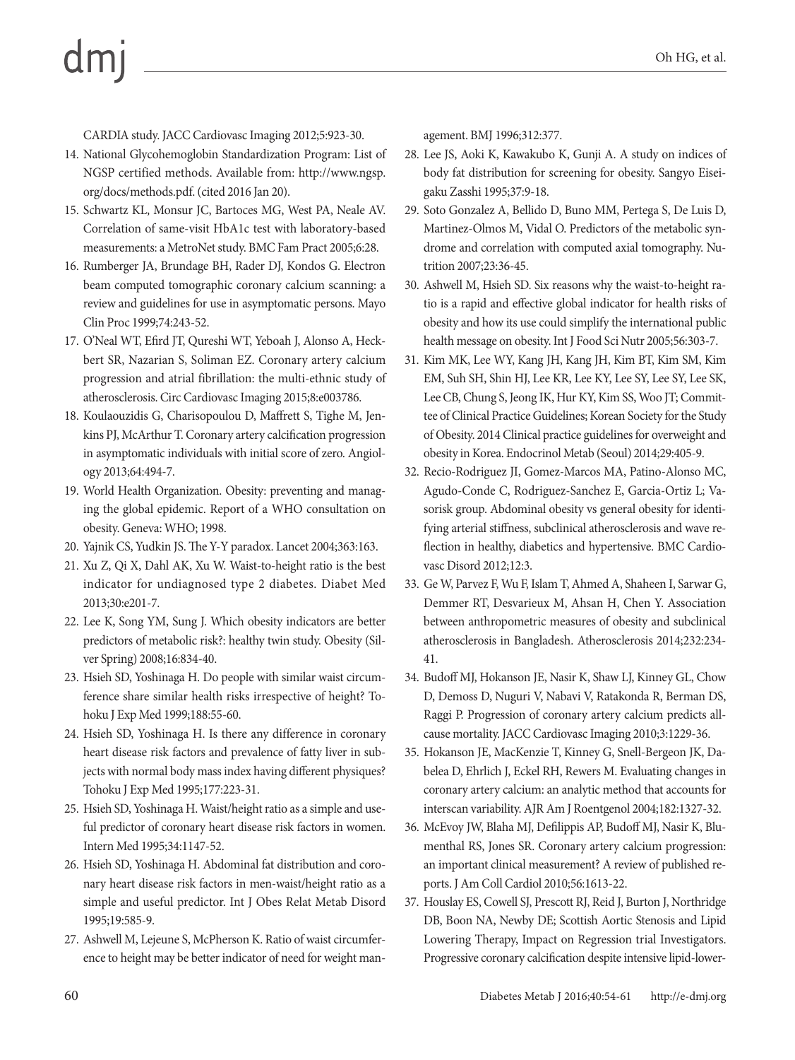CARDIA study. JACC Cardiovasc Imaging 2012;5:923-30.

14. National Glycohemoglobin Standardization Program: List of NGSP certified methods. Available from: http://www.ngsp.org/docs/methods.pdf. (cited 2016 Jan 20).
15. Schwartz KL, Monsur JC, Bartoces MG, West PA, Neale AV. Correlation of same-visit HbA1c test with laboratory-based measurements: a MetroNet study. BMC Fam Pract 2005;6:28.
16. Rumberger JA, Brundage BH, Rader DJ, Kondos G. Electron beam computed tomographic coronary calcium scanning: a review and guidelines for use in asymptomatic persons. Mayo Clin Proc 1999;74:243-52.
17. O'Neal WT, Efird JT, Qureshi WT, Yeboah J, Alonso A, Heckbert SR, Nazarian S, Soliman EZ. Coronary artery calcium progression and atrial fibrillation: the multi-ethnic study of atherosclerosis. Circ Cardiovasc Imaging 2015;8:e003786.
18. Koulaouzidis G, Charisopoulou D, Maffrett S, Tighe M, Jenkins PJ, McArthur T. Coronary artery calcification progression in asymptomatic individuals with initial score of zero. Angiology 2013;64:494-7.
19. World Health Organization. Obesity: preventing and managing the global epidemic. Report of a WHO consultation on obesity. Geneva: WHO; 1998.
20. Yajnik CS, Yudkin JS. The Y-Y paradox. Lancet 2004;363:163.
21. Xu Z, Qi X, Dahl AK, Xu W. Waist-to-height ratio is the best indicator for undiagnosed type 2 diabetes. Diabet Med 2013;30:e201-7.
22. Lee K, Song YM, Sung J. Which obesity indicators are better predictors of metabolic risk?: healthy twin study. Obesity (Silver Spring) 2008;16:834-40.
23. Hsieh SD, Yoshinaga H. Do people with similar waist circumference share similar health risks irrespective of height? Tohoku J Exp Med 1999;188:55-60.
24. Hsieh SD, Yoshinaga H. Is there any difference in coronary heart disease risk factors and prevalence of fatty liver in subjects with normal body mass index having different physiques? Tohoku J Exp Med 1995;177:223-31.
25. Hsieh SD, Yoshinaga H. Waist/height ratio as a simple and useful predictor of coronary heart disease risk factors in women. Intern Med 1995;34:1147-52.
26. Hsieh SD, Yoshinaga H. Abdominal fat distribution and coronary heart disease risk factors in men-waist/height ratio as a simple and useful predictor. Int J Obes Relat Metab Disord 1995;19:585-9.
27. Ashwell M, Lejeune S, McPherson K. Ratio of waist circumference to height may be better indicator of need for weight management. BMJ 1996;312:377.
28. Lee JS, Aoki K, Kawakubo K, Gunji A. A study on indices of body fat distribution for screening for obesity. Sangyo Eiseigaku Zasshi 1995;37:9-18.
29. Soto Gonzalez A, Bellido D, Buno MM, Pertega S, De Luis D, Martinez-Olmos M, Vidal O. Predictors of the metabolic syndrome and correlation with computed axial tomography. Nutrition 2007;23:36-45.
30. Ashwell M, Hsieh SD. Six reasons why the waist-to-height ratio is a rapid and effective global indicator for health risks of obesity and how its use could simplify the international public health message on obesity. Int J Food Sci Nutr 2005;56:303-7.
31. Kim MK, Lee WY, Kang JH, Kang JH, Kim BT, Kim SM, Kim EM, Suh SH, Shin HJ, Lee KR, Lee KY, Lee SY, Lee SY, Lee SK, Lee CB, Chung S, Jeong IK, Hur KY, Kim SS, Woo JT; Committee of Clinical Practice Guidelines; Korean Society for the Study of Obesity. 2014 Clinical practice guidelines for overweight and obesity in Korea. Endocrinol Metab (Seoul) 2014;29:405-9.
32. Recio-Rodriguez JI, Gomez-Marcos MA, Patino-Alonso MC, Agudo-Conde C, Rodriguez-Sanchez E, Garcia-Ortiz L; Vasorisk group. Abdominal obesity vs general obesity for identifying arterial stiffness, subclinical atherosclerosis and wave reflection in healthy, diabetics and hypertensive. BMC Cardiovasc Disord 2012;12:3.
33. Ge W, Parvez F, Wu F, Islam T, Ahmed A, Shaheen I, Sarwar G, Demmer RT, Desvarieux M, Ahsan H, Chen Y. Association between anthropometric measures of obesity and subclinical atherosclerosis in Bangladesh. Atherosclerosis 2014;232:234-41.
34. Budoff MJ, Hokanson JE, Nasir K, Shaw LJ, Kinney GL, Chow D, Demoss D, Nuguri V, Nabavi V, Ratakonda R, Berman DS, Raggi P. Progression of coronary artery calcium predicts all-cause mortality. JACC Cardiovasc Imaging 2010;3:1229-36.
35. Hokanson JE, MacKenzie T, Kinney G, Snell-Bergeon JK, Dabelea D, Ehrlich J, Eckel RH, Rewers M. Evaluating changes in coronary artery calcium: an analytic method that accounts for interscan variability. AJR Am J Roentgenol 2004;182:1327-32.
36. McEvoy JW, Blaha MJ, Defilippis AP, Budoff MJ, Nasir K, Blumenthal RS, Jones SR. Coronary artery calcium progression: an important clinical measurement? A review of published reports. J Am Coll Cardiol 2010;56:1613-22.
37. Houslay ES, Cowell SJ, Prescott RJ, Reid J, Burton J, Northridge DB, Boon NA, Newby DE; Scottish Aortic Stenosis and Lipid Lowering Therapy, Impact on Regression trial Investigators. Progressive coronary calcification despite intensive lipid-lower-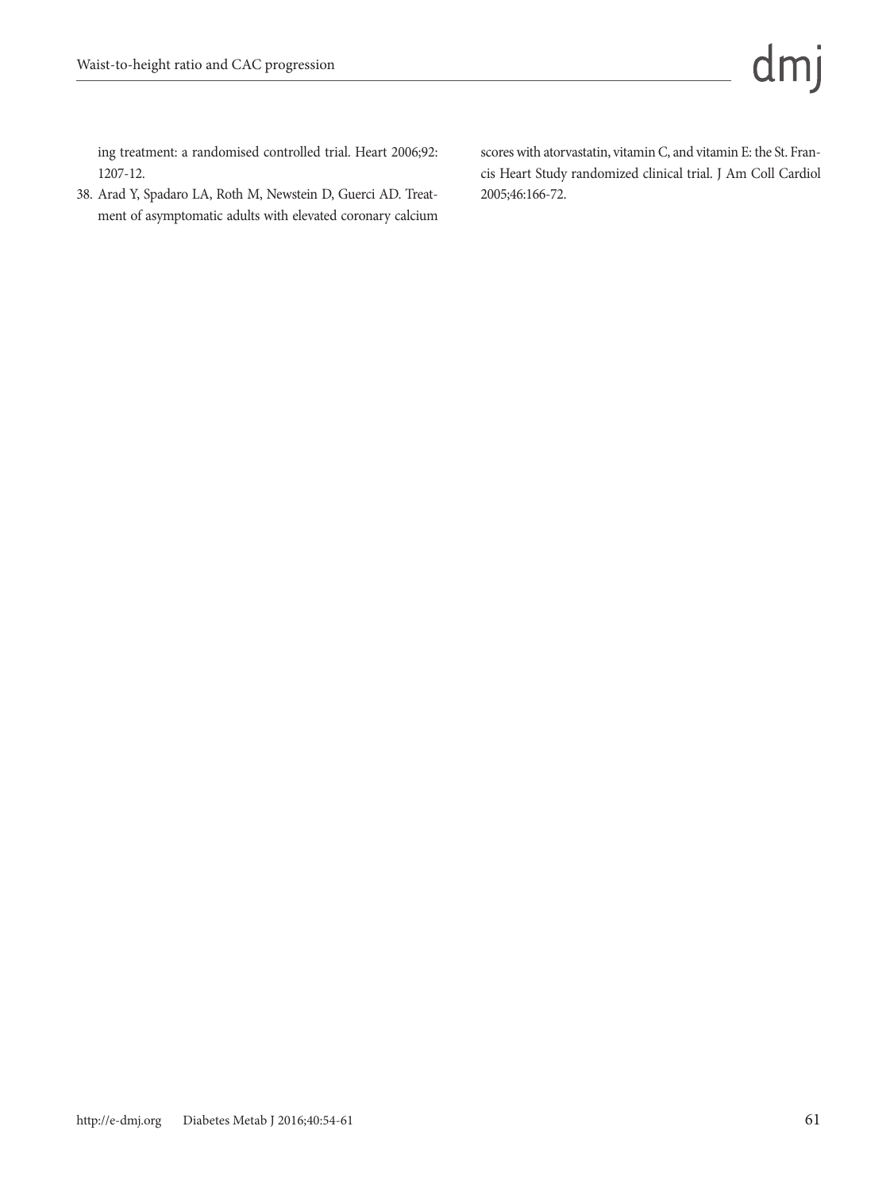ing treatment: a randomised controlled trial. Heart 2006;92: 1207-12.

38. Arad Y, Spadaro LA, Roth M, Newstein D, Guerci AD. Treatment of asymptomatic adults with elevated coronary calcium scores with atorvastatin, vitamin C, and vitamin E: the St. Francis Heart Study randomized clinical trial. J Am Coll Cardiol 2005;46:166-72.